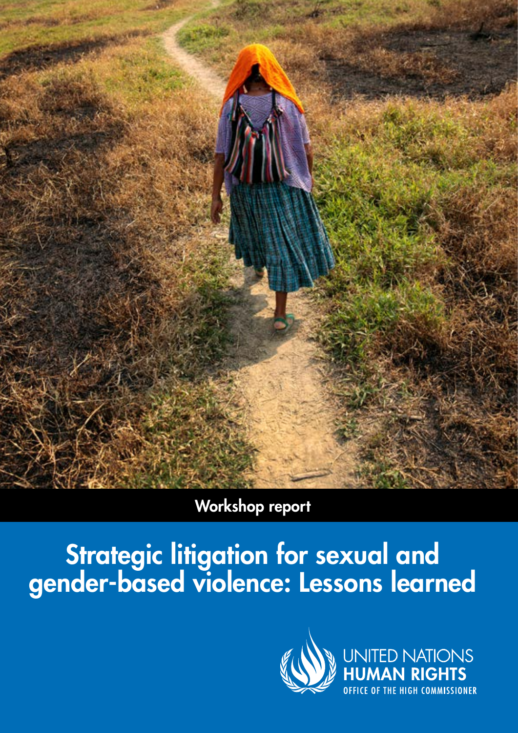Workshop report

# Strategic litigation for sexual and gender-based violence: Lessons learned

UNITED NATIONS
HUMAN RIGHTS
OFFICE OF THE HIGH COMMISSIONER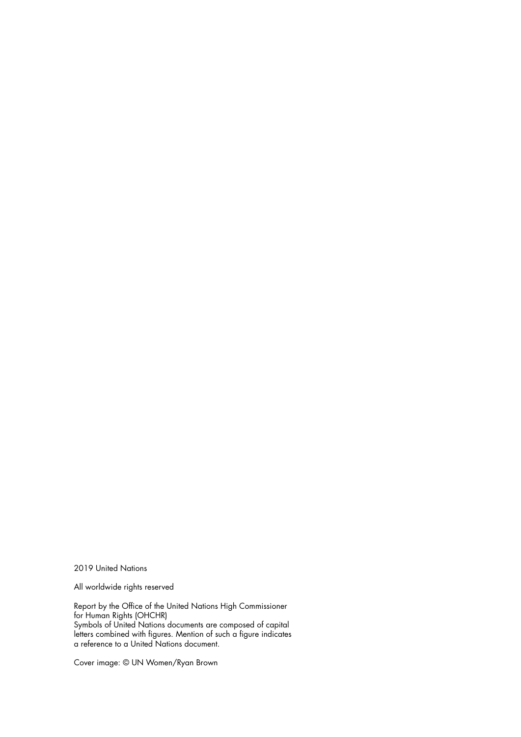2019 United Nations

All worldwide rights reserved

Report by the Office of the United Nations High Commissioner for Human Rights (OHCHR)
Symbols of United Nations documents are composed of capital letters combined with figures. Mention of such a figure indicates a reference to a United Nations document.

Cover image: © UN Women/Ryan Brown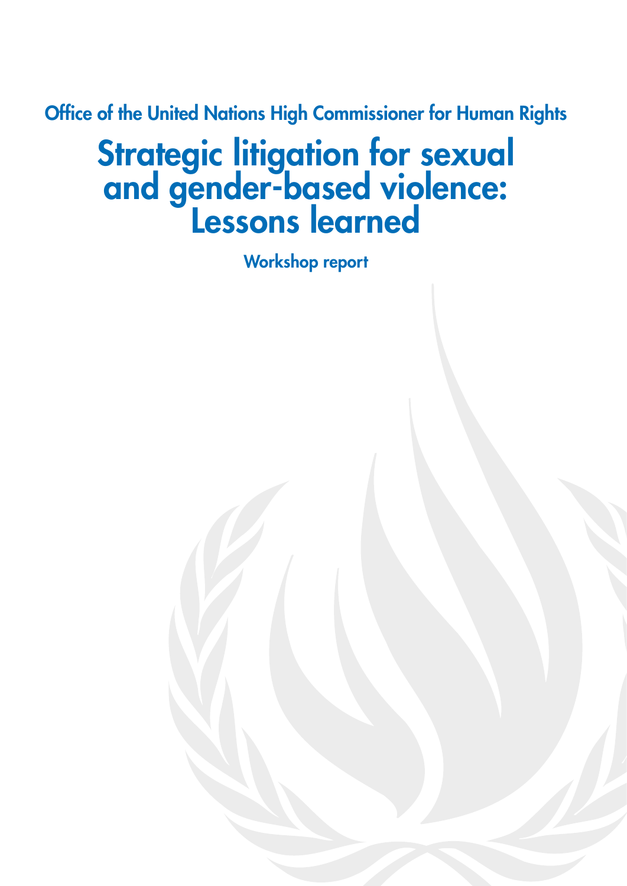Office of the United Nations High Commissioner for Human Rights

# Strategic litigation for sexual and gender-based violence: Lessons learned

## Workshop report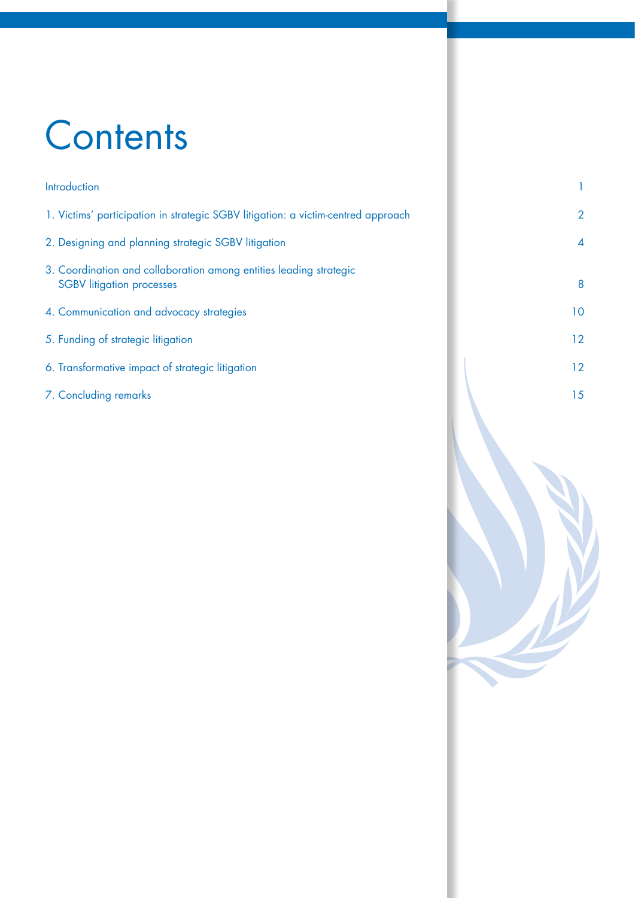# Contents

| | |
|---|---|
| Introduction | 1 |
| 1. Victims' participation in strategic SGBV litigation: a victim-centred approach | 2 |
| 2. Designing and planning strategic SGBV litigation | 4 |
| 3. Coordination and collaboration among entities leading strategic SGBV litigation processes | 8 |
| 4. Communication and advocacy strategies | 10 |
| 5. Funding of strategic litigation | 12 |
| 6. Transformative impact of strategic litigation | 12 |
| 7. Concluding remarks | 15 |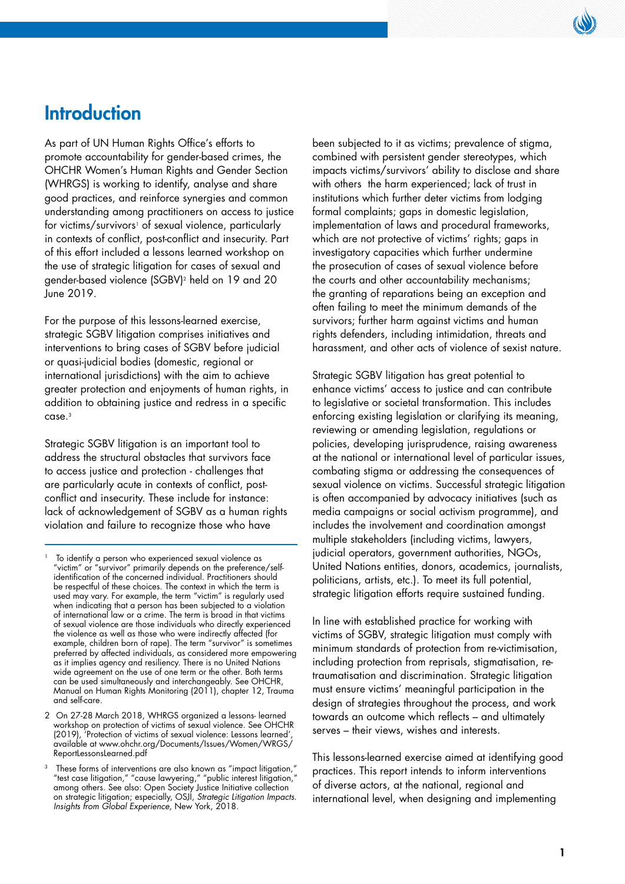# Introduction

As part of UN Human Rights Office's efforts to promote accountability for gender-based crimes, the OHCHR Women's Human Rights and Gender Section (WHRGS) is working to identify, analyse and share good practices, and reinforce synergies and common understanding among practitioners on access to justice for victims/survivors[1] of sexual violence, particularly in contexts of conflict, post-conflict and insecurity. Part of this effort included a lessons learned workshop on the use of strategic litigation for cases of sexual and gender-based violence (SGBV)[2] held on 19 and 20 June 2019.

For the purpose of this lessons-learned exercise, strategic SGBV litigation comprises initiatives and interventions to bring cases of SGBV before judicial or quasi-judicial bodies (domestic, regional or international jurisdictions) with the aim to achieve greater protection and enjoyments of human rights, in addition to obtaining justice and redress in a specific case.[3]

Strategic SGBV litigation is an important tool to address the structural obstacles that survivors face to access justice and protection - challenges that are particularly acute in contexts of conflict, post-conflict and insecurity. These include for instance: lack of acknowledgement of SGBV as a human rights violation and failure to recognize those who have been subjected to it as victims; prevalence of stigma, combined with persistent gender stereotypes, which impacts victims/survivors' ability to disclose and share with others the harm experienced; lack of trust in institutions which further deter victims from lodging formal complaints; gaps in domestic legislation, implementation of laws and procedural frameworks, which are not protective of victims' rights; gaps in investigatory capacities which further undermine the prosecution of cases of sexual violence before the courts and other accountability mechanisms; the granting of reparations being an exception and often failing to meet the minimum demands of the survivors; further harm against victims and human rights defenders, including intimidation, threats and harassment, and other acts of violence of sexist nature.

Strategic SGBV litigation has great potential to enhance victims' access to justice and can contribute to legislative or societal transformation. This includes enforcing existing legislation or clarifying its meaning, reviewing or amending legislation, regulations or policies, developing jurisprudence, raising awareness at the national or international level of particular issues, combating stigma or addressing the consequences of sexual violence on victims. Successful strategic litigation is often accompanied by advocacy initiatives (such as media campaigns or social activism programme), and includes the involvement and coordination amongst multiple stakeholders (including victims, lawyers, judicial operators, government authorities, NGOs, United Nations entities, donors, academics, journalists, politicians, artists, etc.). To meet its full potential, strategic litigation efforts require sustained funding.

In line with established practice for working with victims of SGBV, strategic litigation must comply with minimum standards of protection from re-victimisation, including protection from reprisals, stigmatisation, re-traumatisation and discrimination. Strategic litigation must ensure victims' meaningful participation in the design of strategies throughout the process, and work towards an outcome which reflects – and ultimately serves – their views, wishes and interests.

This lessons-learned exercise aimed at identifying good practices. This report intends to inform interventions of diverse actors, at the national, regional and international level, when designing and implementing

---

[1] To identify a person who experienced sexual violence as "victim" or "survivor" primarily depends on the preference/self-identification of the concerned individual. Practitioners should be respectful of these choices. The context in which the term is used may vary. For example, the term "victim" is regularly used when indicating that a person has been subjected to a violation of international law or a crime. The term is broad in that victims of sexual violence are those individuals who directly experienced the violence as well as those who were indirectly affected (for example, children born of rape). The term "survivor" is sometimes preferred by affected individuals, as considered more empowering as it implies agency and resiliency. There is no United Nations wide agreement on the use of one term or the other. Both terms can be used simultaneously and interchangeably. See OHCHR, Manual on Human Rights Monitoring (2011), chapter 12, Trauma and self-care.

[2] On 27-28 March 2018, WHRGS organized a lessons- learned workshop on protection of victims of sexual violence. See OHCHR (2019), 'Protection of victims of sexual violence: Lessons learned', available at www.ohchr.org/Documents/Issues/Women/WRGS/ReportLessonsLearned.pdf

[3] These forms of interventions are also known as "impact litigation," "test case litigation," "cause lawyering," "public interest litigation," among others. See also: Open Society Justice Initiative collection on strategic litigation; especially, OSJI, *Strategic Litigation Impacts. Insights from Global Experience,* New York, 2018.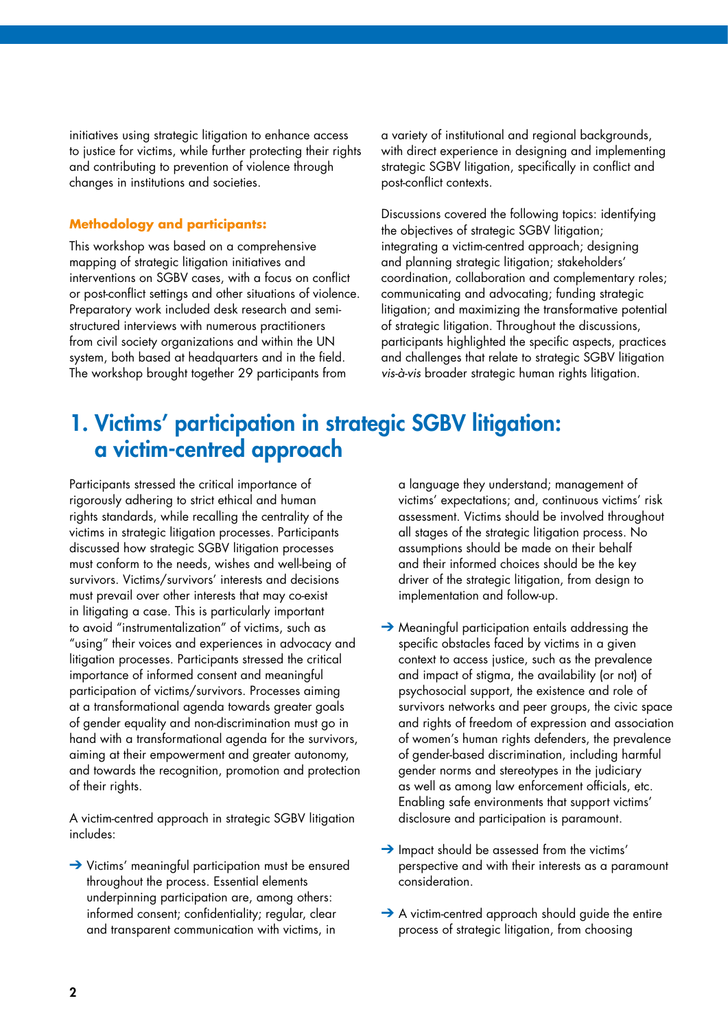initiatives using strategic litigation to enhance access to justice for victims, while further protecting their rights and contributing to prevention of violence through changes in institutions and societies.

**Methodology and participants:**

This workshop was based on a comprehensive mapping of strategic litigation initiatives and interventions on SGBV cases, with a focus on conflict or post-conflict settings and other situations of violence. Preparatory work included desk research and semi-structured interviews with numerous practitioners from civil society organizations and within the UN system, both based at headquarters and in the field. The workshop brought together 29 participants from a variety of institutional and regional backgrounds, with direct experience in designing and implementing strategic SGBV litigation, specifically in conflict and post-conflict contexts.

Discussions covered the following topics: identifying the objectives of strategic SGBV litigation; integrating a victim-centred approach; designing and planning strategic litigation; stakeholders' coordination, collaboration and complementary roles; communicating and advocating; funding strategic litigation; and maximizing the transformative potential of strategic litigation. Throughout the discussions, participants highlighted the specific aspects, practices and challenges that relate to strategic SGBV litigation *vis-à-vis* broader strategic human rights litigation.

# 1. Victims' participation in strategic SGBV litigation: a victim-centred approach

Participants stressed the critical importance of rigorously adhering to strict ethical and human rights standards, while recalling the centrality of the victims in strategic litigation processes. Participants discussed how strategic SGBV litigation processes must conform to the needs, wishes and well-being of survivors. Victims/survivors' interests and decisions must prevail over other interests that may co-exist in litigating a case. This is particularly important to avoid "instrumentalization" of victims, such as "using" their voices and experiences in advocacy and litigation processes. Participants stressed the critical importance of informed consent and meaningful participation of victims/survivors. Processes aiming at a transformational agenda towards greater goals of gender equality and non-discrimination must go in hand with a transformational agenda for the survivors, aiming at their empowerment and greater autonomy, and towards the recognition, promotion and protection of their rights.

A victim-centred approach in strategic SGBV litigation includes:

- Victims' meaningful participation must be ensured throughout the process. Essential elements underpinning participation are, among others: informed consent; confidentiality; regular, clear and transparent communication with victims, in a language they understand; management of victims' expectations; and, continuous victims' risk assessment. Victims should be involved throughout all stages of the strategic litigation process. No assumptions should be made on their behalf and their informed choices should be the key driver of the strategic litigation, from design to implementation and follow-up.
- Meaningful participation entails addressing the specific obstacles faced by victims in a given context to access justice, such as the prevalence and impact of stigma, the availability (or not) of psychosocial support, the existence and role of survivors networks and peer groups, the civic space and rights of freedom of expression and association of women's human rights defenders, the prevalence of gender-based discrimination, including harmful gender norms and stereotypes in the judiciary as well as among law enforcement officials, etc. Enabling safe environments that support victims' disclosure and participation is paramount.
- Impact should be assessed from the victims' perspective and with their interests as a paramount consideration.
- A victim-centred approach should guide the entire process of strategic litigation, from choosing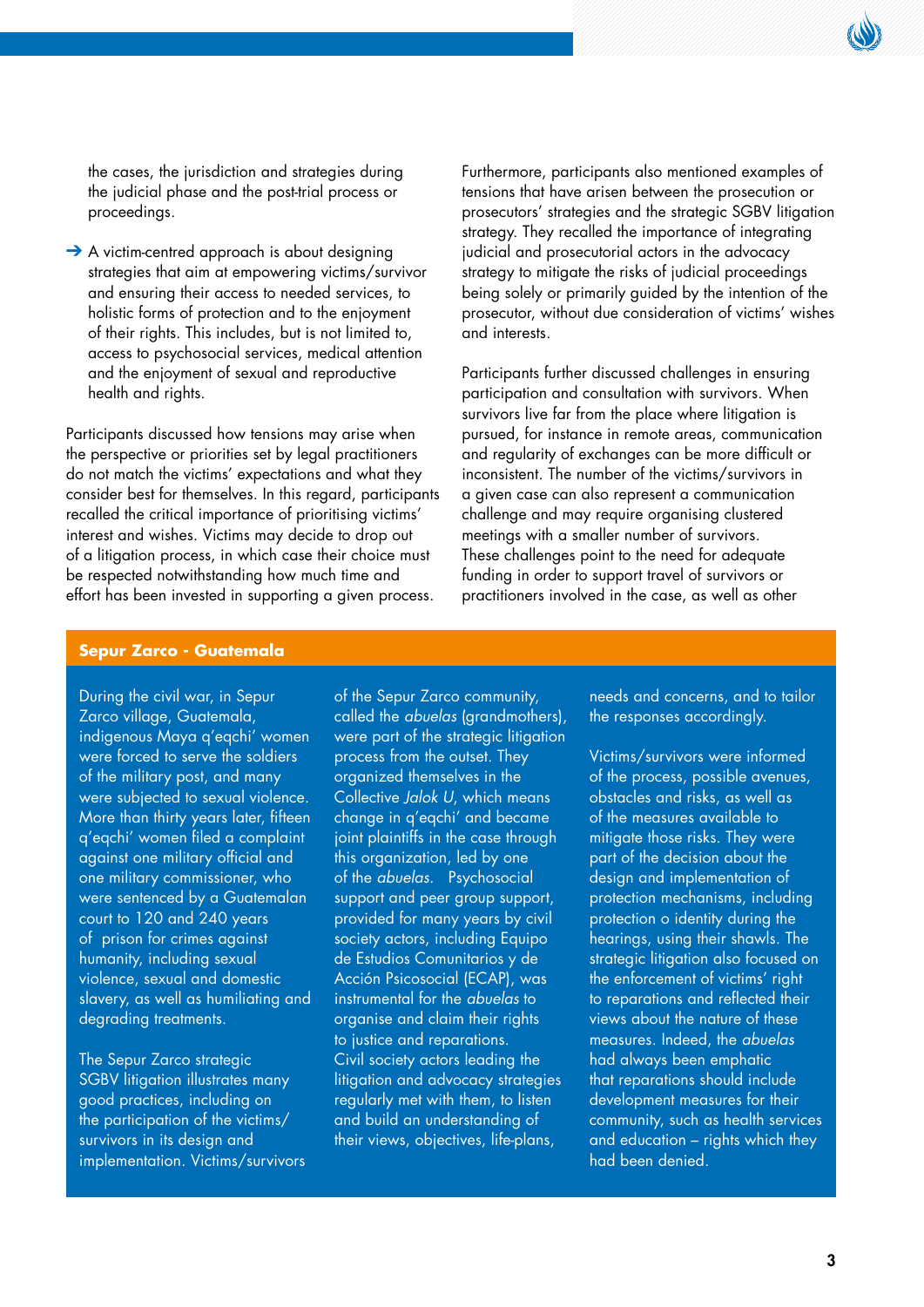the cases, the jurisdiction and strategies during the judicial phase and the post-trial process or proceedings.

→ A victim-centred approach is about designing strategies that aim at empowering victims/survivor and ensuring their access to needed services, to holistic forms of protection and to the enjoyment of their rights. This includes, but is not limited to, access to psychosocial services, medical attention and the enjoyment of sexual and reproductive health and rights.

Participants discussed how tensions may arise when the perspective or priorities set by legal practitioners do not match the victims' expectations and what they consider best for themselves. In this regard, participants recalled the critical importance of prioritising victims' interest and wishes. Victims may decide to drop out of a litigation process, in which case their choice must be respected notwithstanding how much time and effort has been invested in supporting a given process.

Furthermore, participants also mentioned examples of tensions that have arisen between the prosecution or prosecutors' strategies and the strategic SGBV litigation strategy. They recalled the importance of integrating judicial and prosecutorial actors in the advocacy strategy to mitigate the risks of judicial proceedings being solely or primarily guided by the intention of the prosecutor, without due consideration of victims' wishes and interests.

Participants further discussed challenges in ensuring participation and consultation with survivors. When survivors live far from the place where litigation is pursued, for instance in remote areas, communication and regularity of exchanges can be more difficult or inconsistent. The number of the victims/survivors in a given case can also represent a communication challenge and may require organising clustered meetings with a smaller number of survivors. These challenges point to the need for adequate funding in order to support travel of survivors or practitioners involved in the case, as well as other

**Sepur Zarco - Guatemala**

During the civil war, in Sepur Zarco village, Guatemala, indigenous Maya q'eqchi' women were forced to serve the soldiers of the military post, and many were subjected to sexual violence. More than thirty years later, fifteen q'eqchi' women filed a complaint against one military official and one military commissioner, who were sentenced by a Guatemalan court to 120 and 240 years of prison for crimes against humanity, including sexual violence, sexual and domestic slavery, as well as humiliating and degrading treatments.

The Sepur Zarco strategic SGBV litigation illustrates many good practices, including on the participation of the victims/survivors in its design and implementation. Victims/survivors of the Sepur Zarco community, called the *abuelas* (grandmothers), were part of the strategic litigation process from the outset. They organized themselves in the Collective *Jalok U*, which means change in q'eqchi' and became joint plaintiffs in the case through this organization, led by one of the *abuelas*. Psychosocial support and peer group support, provided for many years by civil society actors, including Equipo de Estudios Comunitarios y de Acción Psicosocial (ECAP), was instrumental for the *abuelas* to organise and claim their rights to justice and reparations. Civil society actors leading the litigation and advocacy strategies regularly met with them, to listen and build an understanding of their views, objectives, life-plans, needs and concerns, and to tailor the responses accordingly.

Victims/survivors were informed of the process, possible avenues, obstacles and risks, as well as of the measures available to mitigate those risks. They were part of the decision about the design and implementation of protection mechanisms, including protection o identity during the hearings, using their shawls. The strategic litigation also focused on the enforcement of victims' right to reparations and reflected their views about the nature of these measures. Indeed, the *abuelas* had always been emphatic that reparations should include development measures for their community, such as health services and education – rights which they had been denied.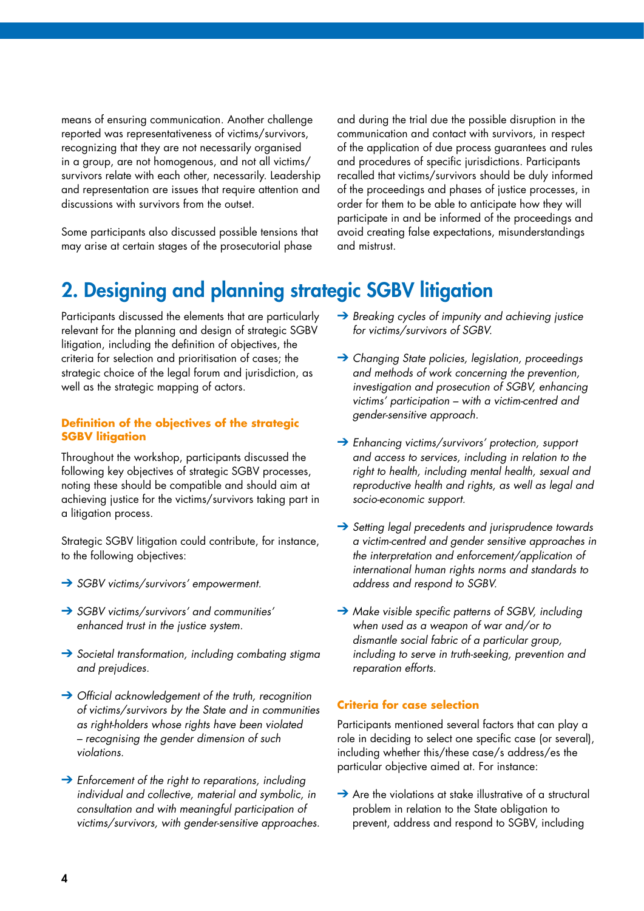means of ensuring communication. Another challenge reported was representativeness of victims/survivors, recognizing that they are not necessarily organised in a group, are not homogenous, and not all victims/survivors relate with each other, necessarily. Leadership and representation are issues that require attention and discussions with survivors from the outset.

Some participants also discussed possible tensions that may arise at certain stages of the prosecutorial phase and during the trial due the possible disruption in the communication and contact with survivors, in respect of the application of due process guarantees and rules and procedures of specific jurisdictions. Participants recalled that victims/survivors should be duly informed of the proceedings and phases of justice processes, in order for them to be able to anticipate how they will participate in and be informed of the proceedings and avoid creating false expectations, misunderstandings and mistrust.

## 2. Designing and planning strategic SGBV litigation

Participants discussed the elements that are particularly relevant for the planning and design of strategic SGBV litigation, including the definition of objectives, the criteria for selection and prioritisation of cases; the strategic choice of the legal forum and jurisdiction, as well as the strategic mapping of actors.

### Definition of the objectives of the strategic SGBV litigation

Throughout the workshop, participants discussed the following key objectives of strategic SGBV processes, noting these should be compatible and should aim at achieving justice for the victims/survivors taking part in a litigation process.

Strategic SGBV litigation could contribute, for instance, to the following objectives:

- → *SGBV victims/survivors' empowerment.*
- → *SGBV victims/survivors' and communities' enhanced trust in the justice system.*
- → *Societal transformation, including combating stigma and prejudices.*
- → *Official acknowledgement of the truth, recognition of victims/survivors by the State and in communities as right-holders whose rights have been violated – recognising the gender dimension of such violations.*
- → *Enforcement of the right to reparations, including individual and collective, material and symbolic, in consultation and with meaningful participation of victims/survivors, with gender-sensitive approaches.*
- → *Breaking cycles of impunity and achieving justice for victims/survivors of SGBV.*
- → *Changing State policies, legislation, proceedings and methods of work concerning the prevention, investigation and prosecution of SGBV, enhancing victims' participation – with a victim-centred and gender-sensitive approach.*
- → *Enhancing victims/survivors' protection, support and access to services, including in relation to the right to health, including mental health, sexual and reproductive health and rights, as well as legal and socio-economic support.*
- → *Setting legal precedents and jurisprudence towards a victim-centred and gender sensitive approaches in the interpretation and enforcement/application of international human rights norms and standards to address and respond to SGBV.*
- → *Make visible specific patterns of SGBV, including when used as a weapon of war and/or to dismantle social fabric of a particular group, including to serve in truth-seeking, prevention and reparation efforts.*

### Criteria for case selection

Participants mentioned several factors that can play a role in deciding to select one specific case (or several), including whether this/these case/s address/es the particular objective aimed at. For instance:

- → Are the violations at stake illustrative of a structural problem in relation to the State obligation to prevent, address and respond to SGBV, including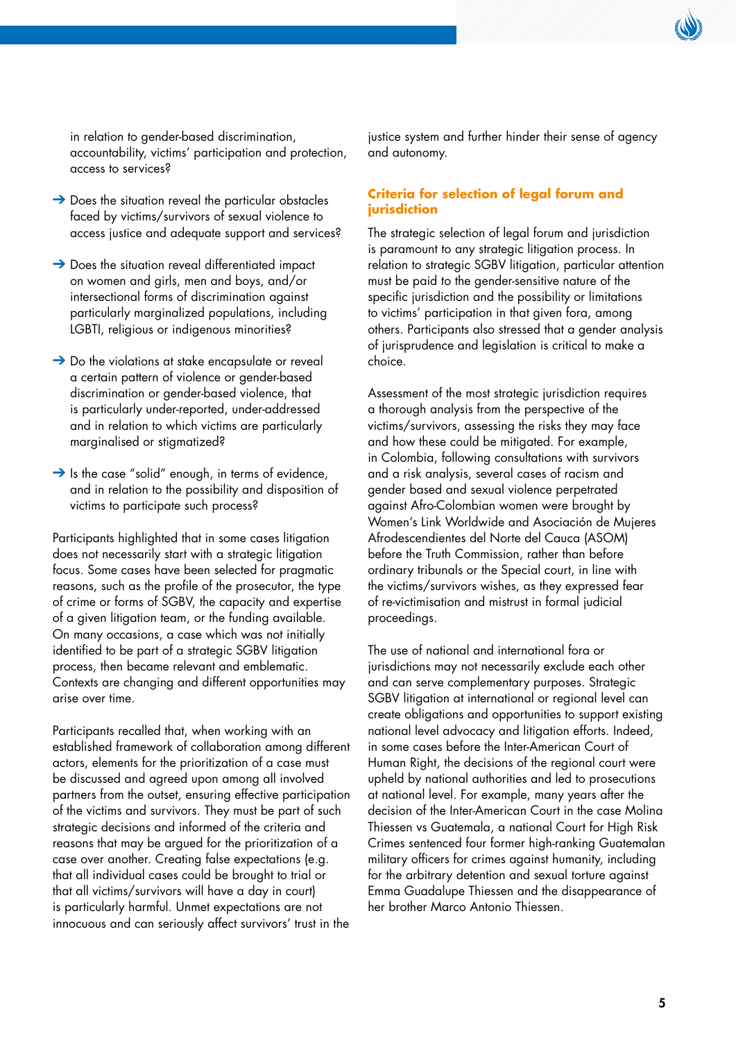in relation to gender-based discrimination, accountability, victims' participation and protection, access to services?

- Does the situation reveal the particular obstacles faced by victims/survivors of sexual violence to access justice and adequate support and services?
- Does the situation reveal differentiated impact on women and girls, men and boys, and/or intersectional forms of discrimination against particularly marginalized populations, including LGBTI, religious or indigenous minorities?
- Do the violations at stake encapsulate or reveal a certain pattern of violence or gender-based discrimination or gender-based violence, that is particularly under-reported, under-addressed and in relation to which victims are particularly marginalised or stigmatized?
- Is the case "solid" enough, in terms of evidence, and in relation to the possibility and disposition of victims to participate such process?

Participants highlighted that in some cases litigation does not necessarily start with a strategic litigation focus. Some cases have been selected for pragmatic reasons, such as the profile of the prosecutor, the type of crime or forms of SGBV, the capacity and expertise of a given litigation team, or the funding available. On many occasions, a case which was not initially identified to be part of a strategic SGBV litigation process, then became relevant and emblematic. Contexts are changing and different opportunities may arise over time.

Participants recalled that, when working with an established framework of collaboration among different actors, elements for the prioritization of a case must be discussed and agreed upon among all involved partners from the outset, ensuring effective participation of the victims and survivors. They must be part of such strategic decisions and informed of the criteria and reasons that may be argued for the prioritization of a case over another. Creating false expectations (e.g. that all individual cases could be brought to trial or that all victims/survivors will have a day in court) is particularly harmful. Unmet expectations are not innocuous and can seriously affect survivors' trust in the justice system and further hinder their sense of agency and autonomy.

## Criteria for selection of legal forum and jurisdiction

The strategic selection of legal forum and jurisdiction is paramount to any strategic litigation process. In relation to strategic SGBV litigation, particular attention must be paid to the gender-sensitive nature of the specific jurisdiction and the possibility or limitations to victims' participation in that given fora, among others. Participants also stressed that a gender analysis of jurisprudence and legislation is critical to make a choice.

Assessment of the most strategic jurisdiction requires a thorough analysis from the perspective of the victims/survivors, assessing the risks they may face and how these could be mitigated. For example, in Colombia, following consultations with survivors and a risk analysis, several cases of racism and gender based and sexual violence perpetrated against Afro-Colombian women were brought by Women's Link Worldwide and Asociación de Mujeres Afrodescendientes del Norte del Cauca (ASOM) before the Truth Commission, rather than before ordinary tribunals or the Special court, in line with the victims/survivors wishes, as they expressed fear of re-victimisation and mistrust in formal judicial proceedings.

The use of national and international fora or jurisdictions may not necessarily exclude each other and can serve complementary purposes. Strategic SGBV litigation at international or regional level can create obligations and opportunities to support existing national level advocacy and litigation efforts. Indeed, in some cases before the Inter-American Court of Human Right, the decisions of the regional court were upheld by national authorities and led to prosecutions at national level. For example, many years after the decision of the Inter-American Court in the case Molina Thiessen vs Guatemala, a national Court for High Risk Crimes sentenced four former high-ranking Guatemalan military officers for crimes against humanity, including for the arbitrary detention and sexual torture against Emma Guadalupe Thiessen and the disappearance of her brother Marco Antonio Thiessen.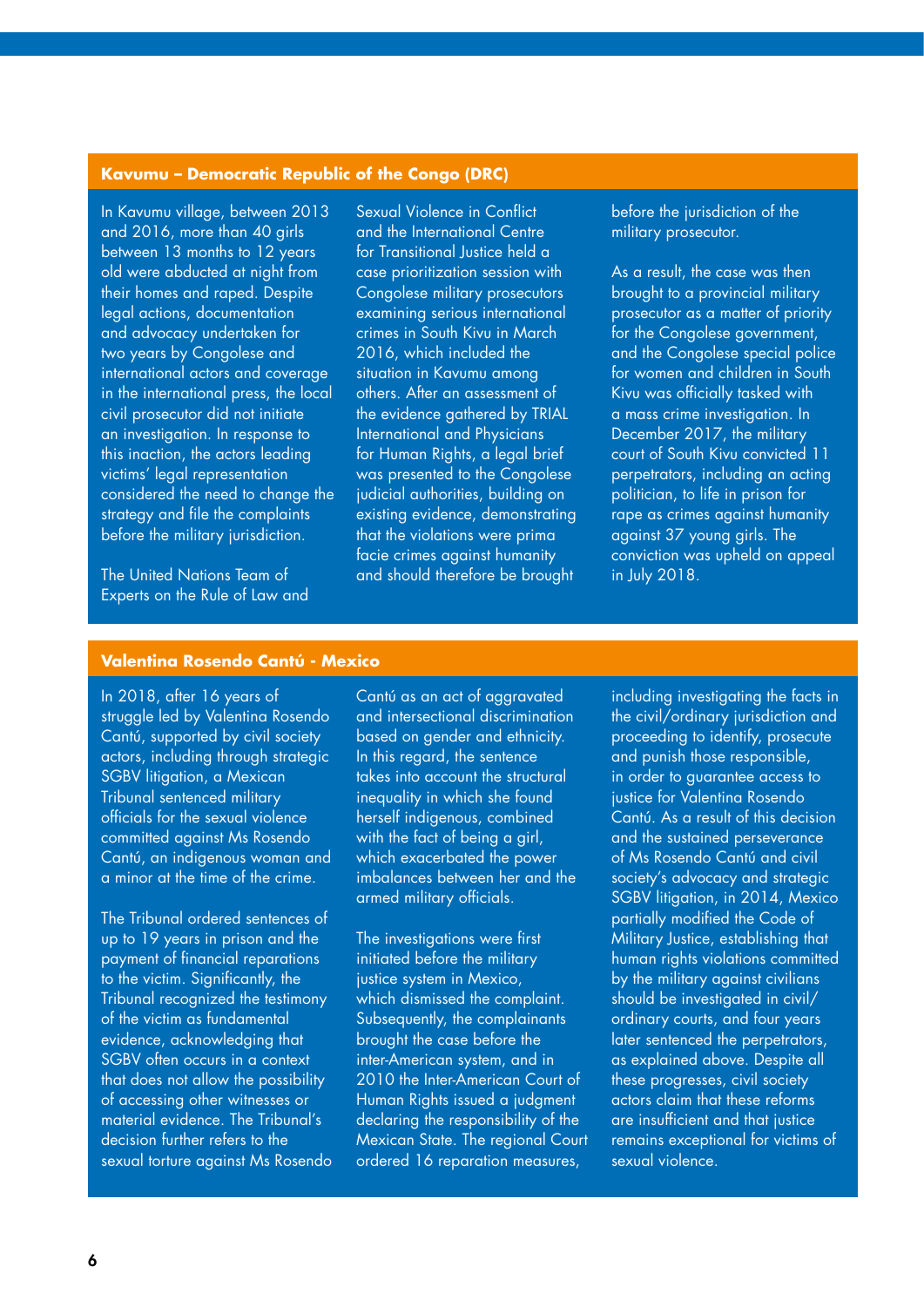## Kavumu – Democratic Republic of the Congo (DRC)

In Kavumu village, between 2013 and 2016, more than 40 girls between 13 months to 12 years old were abducted at night from their homes and raped. Despite legal actions, documentation and advocacy undertaken for two years by Congolese and international actors and coverage in the international press, the local civil prosecutor did not initiate an investigation. In response to this inaction, the actors leading victims' legal representation considered the need to change the strategy and file the complaints before the military jurisdiction.

The United Nations Team of Experts on the Rule of Law and Sexual Violence in Conflict and the International Centre for Transitional Justice held a case prioritization session with Congolese military prosecutors examining serious international crimes in South Kivu in March 2016, which included the situation in Kavumu among others. After an assessment of the evidence gathered by TRIAL International and Physicians for Human Rights, a legal brief was presented to the Congolese judicial authorities, building on existing evidence, demonstrating that the violations were prima facie crimes against humanity and should therefore be brought before the jurisdiction of the military prosecutor.

As a result, the case was then brought to a provincial military prosecutor as a matter of priority for the Congolese government, and the Congolese special police for women and children in South Kivu was officially tasked with a mass crime investigation. In December 2017, the military court of South Kivu convicted 11 perpetrators, including an acting politician, to life in prison for rape as crimes against humanity against 37 young girls. The conviction was upheld on appeal in July 2018.

## Valentina Rosendo Cantú - Mexico

In 2018, after 16 years of struggle led by Valentina Rosendo Cantú, supported by civil society actors, including through strategic SGBV litigation, a Mexican Tribunal sentenced military officials for the sexual violence committed against Ms Rosendo Cantú, an indigenous woman and a minor at the time of the crime.

The Tribunal ordered sentences of up to 19 years in prison and the payment of financial reparations to the victim. Significantly, the Tribunal recognized the testimony of the victim as fundamental evidence, acknowledging that SGBV often occurs in a context that does not allow the possibility of accessing other witnesses or material evidence. The Tribunal's decision further refers to the sexual torture against Ms Rosendo Cantú as an act of aggravated and intersectional discrimination based on gender and ethnicity. In this regard, the sentence takes into account the structural inequality in which she found herself indigenous, combined with the fact of being a girl, which exacerbated the power imbalances between her and the armed military officials.

The investigations were first initiated before the military justice system in Mexico, which dismissed the complaint. Subsequently, the complainants brought the case before the inter-American system, and in 2010 the Inter-American Court of Human Rights issued a judgment declaring the responsibility of the Mexican State. The regional Court ordered 16 reparation measures, including investigating the facts in the civil/ordinary jurisdiction and proceeding to identify, prosecute and punish those responsible, in order to guarantee access to justice for Valentina Rosendo Cantú. As a result of this decision and the sustained perseverance of Ms Rosendo Cantú and civil society's advocacy and strategic SGBV litigation, in 2014, Mexico partially modified the Code of Military Justice, establishing that human rights violations committed by the military against civilians should be investigated in civil/ordinary courts, and four years later sentenced the perpetrators, as explained above. Despite all these progresses, civil society actors claim that these reforms are insufficient and that justice remains exceptional for victims of sexual violence.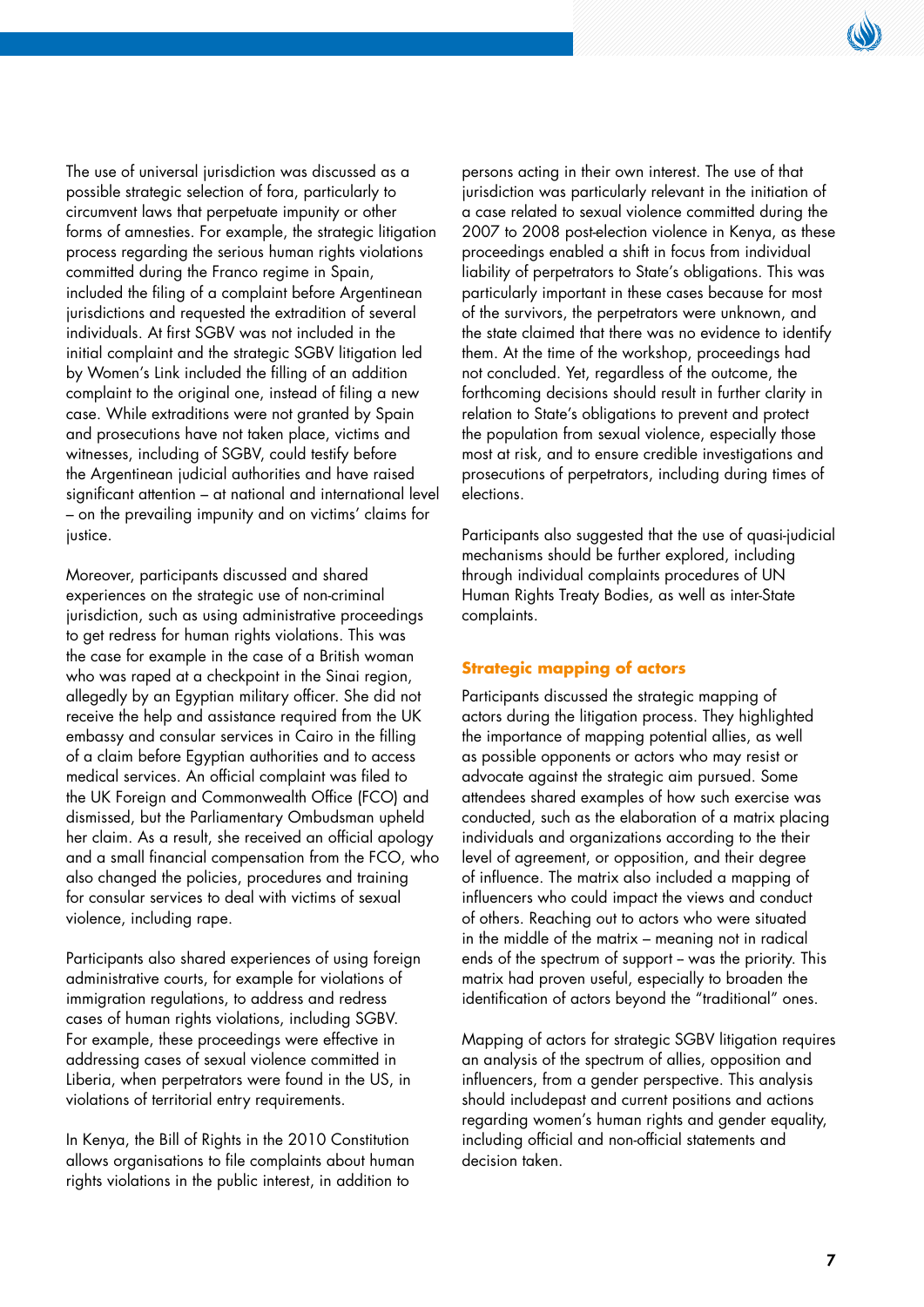The use of universal jurisdiction was discussed as a possible strategic selection of fora, particularly to circumvent laws that perpetuate impunity or other forms of amnesties. For example, the strategic litigation process regarding the serious human rights violations committed during the Franco regime in Spain, included the filing of a complaint before Argentinean jurisdictions and requested the extradition of several individuals. At first SGBV was not included in the initial complaint and the strategic SGBV litigation led by Women's Link included the filling of an addition complaint to the original one, instead of filing a new case. While extraditions were not granted by Spain and prosecutions have not taken place, victims and witnesses, including of SGBV, could testify before the Argentinean judicial authorities and have raised significant attention – at national and international level – on the prevailing impunity and on victims' claims for justice.

Moreover, participants discussed and shared experiences on the strategic use of non-criminal jurisdiction, such as using administrative proceedings to get redress for human rights violations. This was the case for example in the case of a British woman who was raped at a checkpoint in the Sinai region, allegedly by an Egyptian military officer. She did not receive the help and assistance required from the UK embassy and consular services in Cairo in the filling of a claim before Egyptian authorities and to access medical services. An official complaint was filed to the UK Foreign and Commonwealth Office (FCO) and dismissed, but the Parliamentary Ombudsman upheld her claim. As a result, she received an official apology and a small financial compensation from the FCO, who also changed the policies, procedures and training for consular services to deal with victims of sexual violence, including rape.

Participants also shared experiences of using foreign administrative courts, for example for violations of immigration regulations, to address and redress cases of human rights violations, including SGBV. For example, these proceedings were effective in addressing cases of sexual violence committed in Liberia, when perpetrators were found in the US, in violations of territorial entry requirements.

In Kenya, the Bill of Rights in the 2010 Constitution allows organisations to file complaints about human rights violations in the public interest, in addition to persons acting in their own interest. The use of that jurisdiction was particularly relevant in the initiation of a case related to sexual violence committed during the 2007 to 2008 post-election violence in Kenya, as these proceedings enabled a shift in focus from individual liability of perpetrators to State's obligations. This was particularly important in these cases because for most of the survivors, the perpetrators were unknown, and the state claimed that there was no evidence to identify them. At the time of the workshop, proceedings had not concluded. Yet, regardless of the outcome, the forthcoming decisions should result in further clarity in relation to State's obligations to prevent and protect the population from sexual violence, especially those most at risk, and to ensure credible investigations and prosecutions of perpetrators, including during times of elections.

Participants also suggested that the use of quasi-judicial mechanisms should be further explored, including through individual complaints procedures of UN Human Rights Treaty Bodies, as well as inter-State complaints.

### Strategic mapping of actors

Participants discussed the strategic mapping of actors during the litigation process. They highlighted the importance of mapping potential allies, as well as possible opponents or actors who may resist or advocate against the strategic aim pursued. Some attendees shared examples of how such exercise was conducted, such as the elaboration of a matrix placing individuals and organizations according to the their level of agreement, or opposition, and their degree of influence. The matrix also included a mapping of influencers who could impact the views and conduct of others. Reaching out to actors who were situated in the middle of the matrix – meaning not in radical ends of the spectrum of support – was the priority. This matrix had proven useful, especially to broaden the identification of actors beyond the "traditional" ones.

Mapping of actors for strategic SGBV litigation requires an analysis of the spectrum of allies, opposition and influencers, from a gender perspective. This analysis should includepast and current positions and actions regarding women's human rights and gender equality, including official and non-official statements and decision taken.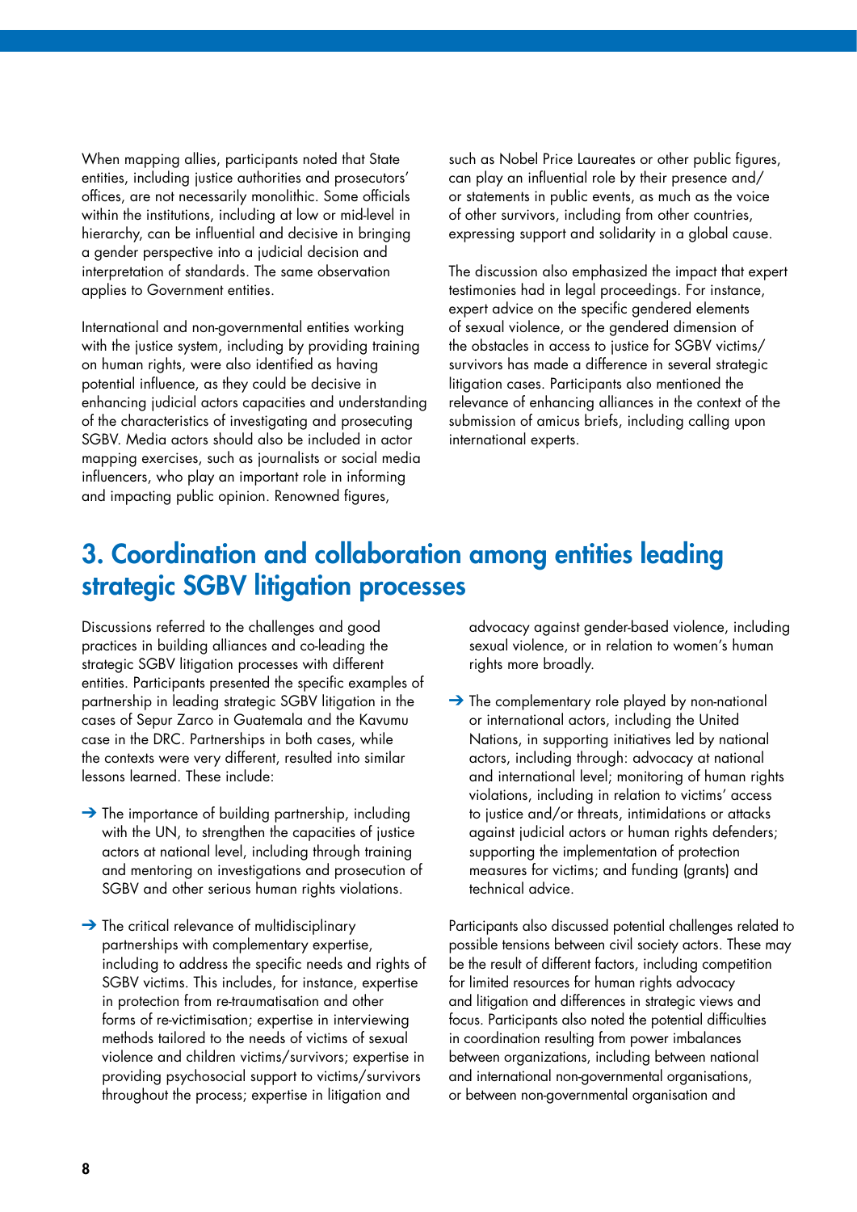When mapping allies, participants noted that State entities, including justice authorities and prosecutors' offices, are not necessarily monolithic. Some officials within the institutions, including at low or mid-level in hierarchy, can be influential and decisive in bringing a gender perspective into a judicial decision and interpretation of standards. The same observation applies to Government entities.

International and non-governmental entities working with the justice system, including by providing training on human rights, were also identified as having potential influence, as they could be decisive in enhancing judicial actors capacities and understanding of the characteristics of investigating and prosecuting SGBV. Media actors should also be included in actor mapping exercises, such as journalists or social media influencers, who play an important role in informing and impacting public opinion. Renowned figures, such as Nobel Price Laureates or other public figures, can play an influential role by their presence and/or statements in public events, as much as the voice of other survivors, including from other countries, expressing support and solidarity in a global cause.

The discussion also emphasized the impact that expert testimonies had in legal proceedings. For instance, expert advice on the specific gendered elements of sexual violence, or the gendered dimension of the obstacles in access to justice for SGBV victims/survivors has made a difference in several strategic litigation cases. Participants also mentioned the relevance of enhancing alliances in the context of the submission of amicus briefs, including calling upon international experts.

## 3. Coordination and collaboration among entities leading strategic SGBV litigation processes

Discussions referred to the challenges and good practices in building alliances and co-leading the strategic SGBV litigation processes with different entities. Participants presented the specific examples of partnership in leading strategic SGBV litigation in the cases of Sepur Zarco in Guatemala and the Kavumu case in the DRC. Partnerships in both cases, while the contexts were very different, resulted into similar lessons learned. These include:

- The importance of building partnership, including with the UN, to strengthen the capacities of justice actors at national level, including through training and mentoring on investigations and prosecution of SGBV and other serious human rights violations.
- The critical relevance of multidisciplinary partnerships with complementary expertise, including to address the specific needs and rights of SGBV victims. This includes, for instance, expertise in protection from re-traumatisation and other forms of re-victimisation; expertise in interviewing methods tailored to the needs of victims of sexual violence and children victims/survivors; expertise in providing psychosocial support to victims/survivors throughout the process; expertise in litigation and advocacy against gender-based violence, including sexual violence, or in relation to women's human rights more broadly.
- The complementary role played by non-national or international actors, including the United Nations, in supporting initiatives led by national actors, including through: advocacy at national and international level; monitoring of human rights violations, including in relation to victims' access to justice and/or threats, intimidations or attacks against judicial actors or human rights defenders; supporting the implementation of protection measures for victims; and funding (grants) and technical advice.

Participants also discussed potential challenges related to possible tensions between civil society actors. These may be the result of different factors, including competition for limited resources for human rights advocacy and litigation and differences in strategic views and focus. Participants also noted the potential difficulties in coordination resulting from power imbalances between organizations, including between national and international non-governmental organisations, or between non-governmental organisation and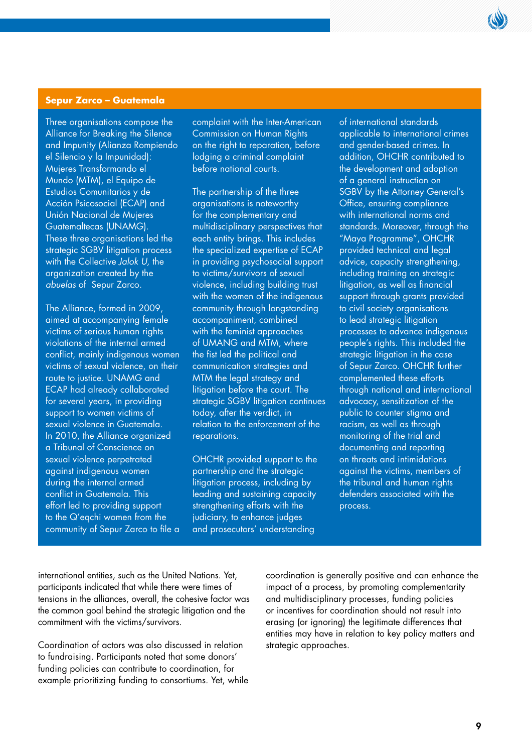## Sepur Zarco – Guatemala

Three organisations compose the Alliance for Breaking the Silence and Impunity (Alianza Rompiendo el Silencio y la Impunidad): Mujeres Transformando el Mundo (MTM), el Equipo de Estudios Comunitarios y de Acción Psicosocial (ECAP) and Unión Nacional de Mujeres Guatemaltecas (UNAMG). These three organisations led the strategic SGBV litigation process with the Collective *Jalok U,* the organization created by the *abuelas* of Sepur Zarco.

The Alliance, formed in 2009, aimed at accompanying female victims of serious human rights violations of the internal armed conflict, mainly indigenous women victims of sexual violence, on their route to justice. UNAMG and ECAP had already collaborated for several years, in providing support to women victims of sexual violence in Guatemala. In 2010, the Alliance organized a Tribunal of Conscience on sexual violence perpetrated against indigenous women during the internal armed conflict in Guatemala. This effort led to providing support to the Q'eqchi women from the community of Sepur Zarco to file a complaint with the Inter-American Commission on Human Rights on the right to reparation, before lodging a criminal complaint before national courts.

The partnership of the three organisations is noteworthy for the complementary and multidisciplinary perspectives that each entity brings. This includes the specialized expertise of ECAP in providing psychosocial support to victims/survivors of sexual violence, including building trust with the women of the indigenous community through longstanding accompaniment, combined with the feminist approaches of UMANG and MTM, where the fist led the political and communication strategies and MTM the legal strategy and litigation before the court. The strategic SGBV litigation continues today, after the verdict, in relation to the enforcement of the reparations.

OHCHR provided support to the partnership and the strategic litigation process, including by leading and sustaining capacity strengthening efforts with the judiciary, to enhance judges and prosecutors' understanding of international standards applicable to international crimes and gender-based crimes. In addition, OHCHR contributed to the development and adoption of a general instruction on SGBV by the Attorney General's Office, ensuring compliance with international norms and standards. Moreover, through the "Maya Programme", OHCHR provided technical and legal advice, capacity strengthening, including training on strategic litigation, as well as financial support through grants provided to civil society organisations to lead strategic litigation processes to advance indigenous people's rights. This included the strategic litigation in the case of Sepur Zarco. OHCHR further complemented these efforts through national and international advocacy, sensitization of the public to counter stigma and racism, as well as through monitoring of the trial and documenting and reporting on threats and intimidations against the victims, members of the tribunal and human rights defenders associated with the process.

international entities, such as the United Nations. Yet, participants indicated that while there were times of tensions in the alliances, overall, the cohesive factor was the common goal behind the strategic litigation and the commitment with the victims/survivors.

Coordination of actors was also discussed in relation to fundraising. Participants noted that some donors' funding policies can contribute to coordination, for example prioritizing funding to consortiums. Yet, while coordination is generally positive and can enhance the impact of a process, by promoting complementarity and multidisciplinary processes, funding policies or incentives for coordination should not result into erasing (or ignoring) the legitimate differences that entities may have in relation to key policy matters and strategic approaches.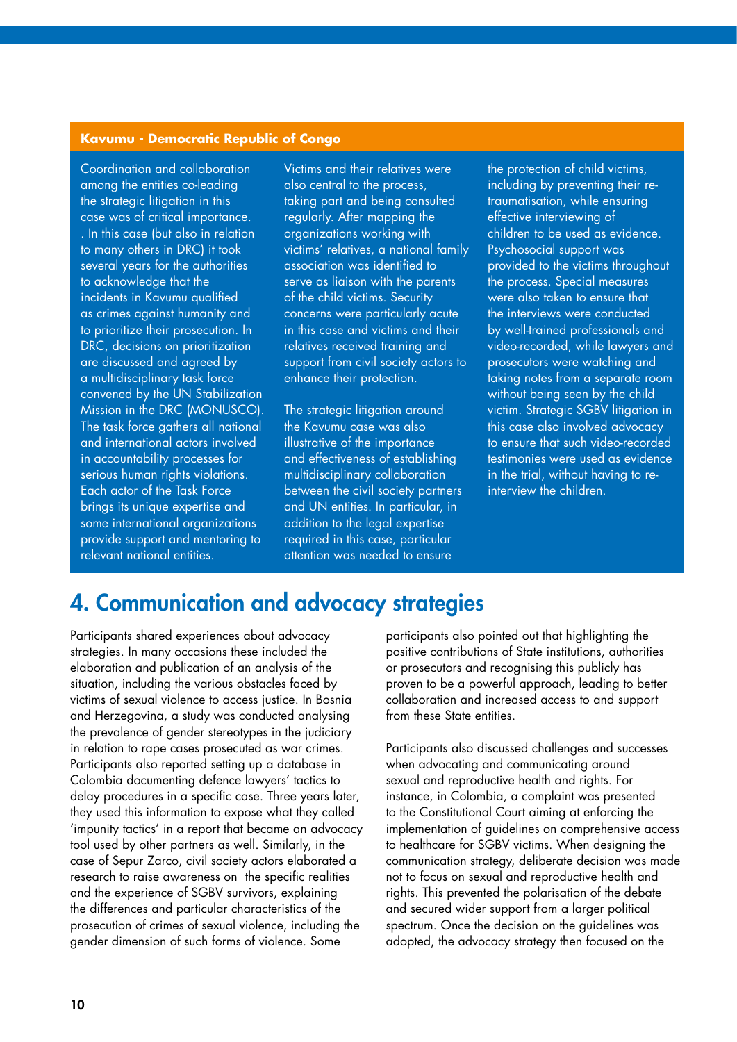### Kavumu - Democratic Republic of Congo

Coordination and collaboration among the entities co-leading the strategic litigation in this case was of critical importance. . In this case (but also in relation to many others in DRC) it took several years for the authorities to acknowledge that the incidents in Kavumu qualified as crimes against humanity and to prioritize their prosecution. In DRC, decisions on prioritization are discussed and agreed by a multidisciplinary task force convened by the UN Stabilization Mission in the DRC (MONUSCO). The task force gathers all national and international actors involved in accountability processes for serious human rights violations. Each actor of the Task Force brings its unique expertise and some international organizations provide support and mentoring to relevant national entities.

Victims and their relatives were also central to the process, taking part and being consulted regularly. After mapping the organizations working with victims' relatives, a national family association was identified to serve as liaison with the parents of the child victims. Security concerns were particularly acute in this case and victims and their relatives received training and support from civil society actors to enhance their protection.

The strategic litigation around the Kavumu case was also illustrative of the importance and effectiveness of establishing multidisciplinary collaboration between the civil society partners and UN entities. In particular, in addition to the legal expertise required in this case, particular attention was needed to ensure the protection of child victims, including by preventing their re-traumatisation, while ensuring effective interviewing of children to be used as evidence. Psychosocial support was provided to the victims throughout the process. Special measures were also taken to ensure that the interviews were conducted by well-trained professionals and video-recorded, while lawyers and prosecutors were watching and taking notes from a separate room without being seen by the child victim. Strategic SGBV litigation in this case also involved advocacy to ensure that such video-recorded testimonies were used as evidence in the trial, without having to re-interview the children.

## 4. Communication and advocacy strategies

Participants shared experiences about advocacy strategies. In many occasions these included the elaboration and publication of an analysis of the situation, including the various obstacles faced by victims of sexual violence to access justice. In Bosnia and Herzegovina, a study was conducted analysing the prevalence of gender stereotypes in the judiciary in relation to rape cases prosecuted as war crimes. Participants also reported setting up a database in Colombia documenting defence lawyers' tactics to delay procedures in a specific case. Three years later, they used this information to expose what they called 'impunity tactics' in a report that became an advocacy tool used by other partners as well. Similarly, in the case of Sepur Zarco, civil society actors elaborated a research to raise awareness on the specific realities and the experience of SGBV survivors, explaining the differences and particular characteristics of the prosecution of crimes of sexual violence, including the gender dimension of such forms of violence. Some participants also pointed out that highlighting the positive contributions of State institutions, authorities or prosecutors and recognising this publicly has proven to be a powerful approach, leading to better collaboration and increased access to and support from these State entities.

Participants also discussed challenges and successes when advocating and communicating around sexual and reproductive health and rights. For instance, in Colombia, a complaint was presented to the Constitutional Court aiming at enforcing the implementation of guidelines on comprehensive access to healthcare for SGBV victims. When designing the communication strategy, deliberate decision was made not to focus on sexual and reproductive health and rights. This prevented the polarisation of the debate and secured wider support from a larger political spectrum. Once the decision on the guidelines was adopted, the advocacy strategy then focused on the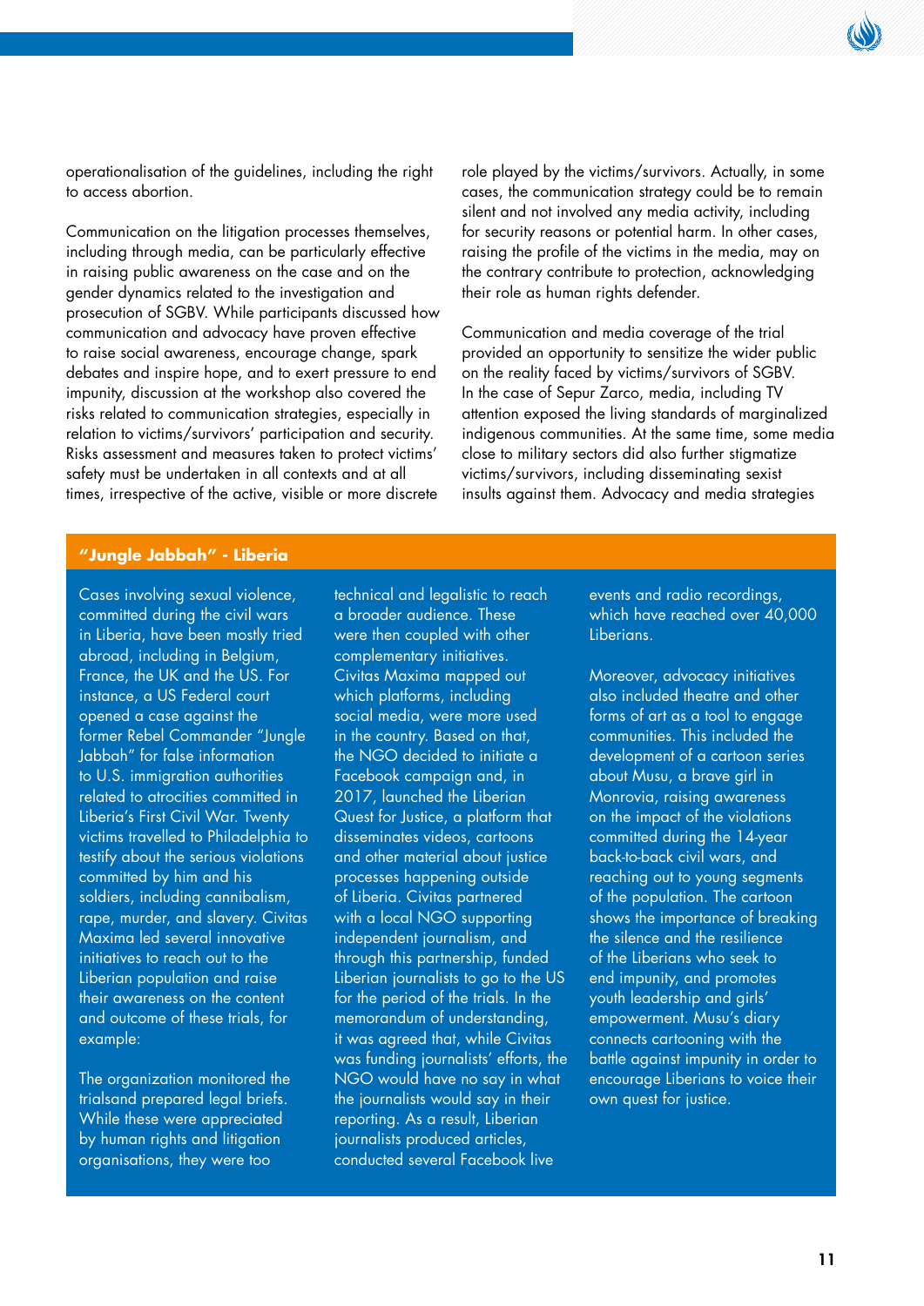operationalisation of the guidelines, including the right to access abortion.

Communication on the litigation processes themselves, including through media, can be particularly effective in raising public awareness on the case and on the gender dynamics related to the investigation and prosecution of SGBV. While participants discussed how communication and advocacy have proven effective to raise social awareness, encourage change, spark debates and inspire hope, and to exert pressure to end impunity, discussion at the workshop also covered the risks related to communication strategies, especially in relation to victims/survivors' participation and security. Risks assessment and measures taken to protect victims' safety must be undertaken in all contexts and at all times, irrespective of the active, visible or more discrete role played by the victims/survivors. Actually, in some cases, the communication strategy could be to remain silent and not involved any media activity, including for security reasons or potential harm. In other cases, raising the profile of the victims in the media, may on the contrary contribute to protection, acknowledging their role as human rights defender.

Communication and media coverage of the trial provided an opportunity to sensitize the wider public on the reality faced by victims/survivors of SGBV. In the case of Sepur Zarco, media, including TV attention exposed the living standards of marginalized indigenous communities. At the same time, some media close to military sectors did also further stigmatize victims/survivors, including disseminating sexist insults against them. Advocacy and media strategies

### "Jungle Jabbah" - Liberia

Cases involving sexual violence, committed during the civil wars in Liberia, have been mostly tried abroad, including in Belgium, France, the UK and the US. For instance, a US Federal court opened a case against the former Rebel Commander "Jungle Jabbah" for false information to U.S. immigration authorities related to atrocities committed in Liberia's First Civil War. Twenty victims travelled to Philadelphia to testify about the serious violations committed by him and his soldiers, including cannibalism, rape, murder, and slavery. Civitas Maxima led several innovative initiatives to reach out to the Liberian population and raise their awareness on the content and outcome of these trials, for example:

The organization monitored the trialsand prepared legal briefs. While these were appreciated by human rights and litigation organisations, they were too technical and legalistic to reach a broader audience. These were then coupled with other complementary initiatives. Civitas Maxima mapped out which platforms, including social media, were more used in the country. Based on that, the NGO decided to initiate a Facebook campaign and, in 2017, launched the Liberian Quest for Justice, a platform that disseminates videos, cartoons and other material about justice processes happening outside of Liberia. Civitas partnered with a local NGO supporting independent journalism, and through this partnership, funded Liberian journalists to go to the US for the period of the trials. In the memorandum of understanding, it was agreed that, while Civitas was funding journalists' efforts, the NGO would have no say in what the journalists would say in their reporting. As a result, Liberian journalists produced articles, conducted several Facebook live events and radio recordings, which have reached over 40,000 Liberians.

Moreover, advocacy initiatives also included theatre and other forms of art as a tool to engage communities. This included the development of a cartoon series about Musu, a brave girl in Monrovia, raising awareness on the impact of the violations committed during the 14-year back-to-back civil wars, and reaching out to young segments of the population. The cartoon shows the importance of breaking the silence and the resilience of the Liberians who seek to end impunity, and promotes youth leadership and girls' empowerment. Musu's diary connects cartooning with the battle against impunity in order to encourage Liberians to voice their own quest for justice.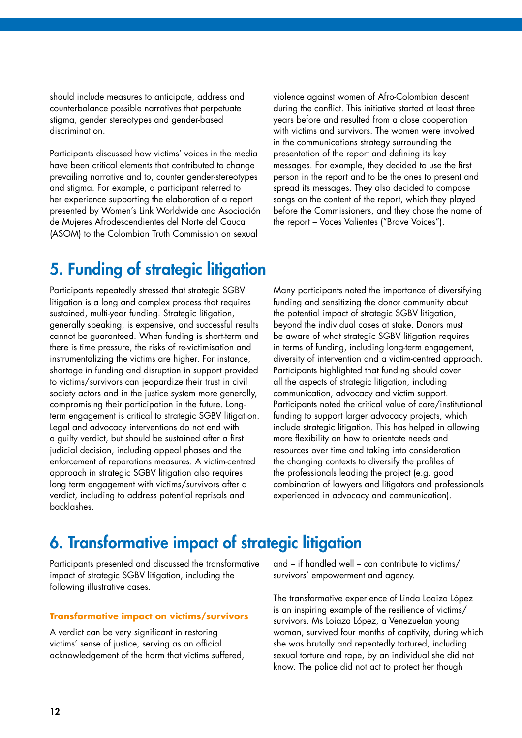should include measures to anticipate, address and counterbalance possible narratives that perpetuate stigma, gender stereotypes and gender-based discrimination.

Participants discussed how victims' voices in the media have been critical elements that contributed to change prevailing narrative and to, counter gender-stereotypes and stigma. For example, a participant referred to her experience supporting the elaboration of a report presented by Women's Link Worldwide and Asociación de Mujeres Afrodescendientes del Norte del Cauca (ASOM) to the Colombian Truth Commission on sexual violence against women of Afro-Colombian descent during the conflict. This initiative started at least three years before and resulted from a close cooperation with victims and survivors. The women were involved in the communications strategy surrounding the presentation of the report and defining its key messages. For example, they decided to use the first person in the report and to be the ones to present and spread its messages. They also decided to compose songs on the content of the report, which they played before the Commissioners, and they chose the name of the report – Voces Valientes ("Brave Voices").

## 5. Funding of strategic litigation

Participants repeatedly stressed that strategic SGBV litigation is a long and complex process that requires sustained, multi-year funding. Strategic litigation, generally speaking, is expensive, and successful results cannot be guaranteed. When funding is short-term and there is time pressure, the risks of re-victimisation and instrumentalizing the victims are higher. For instance, shortage in funding and disruption in support provided to victims/survivors can jeopardize their trust in civil society actors and in the justice system more generally, compromising their participation in the future. Long-term engagement is critical to strategic SGBV litigation. Legal and advocacy interventions do not end with a guilty verdict, but should be sustained after a first judicial decision, including appeal phases and the enforcement of reparations measures. A victim-centred approach in strategic SGBV litigation also requires long term engagement with victims/survivors after a verdict, including to address potential reprisals and backlashes.

Many participants noted the importance of diversifying funding and sensitizing the donor community about the potential impact of strategic SGBV litigation, beyond the individual cases at stake. Donors must be aware of what strategic SGBV litigation requires in terms of funding, including long-term engagement, diversity of intervention and a victim-centred approach. Participants highlighted that funding should cover all the aspects of strategic litigation, including communication, advocacy and victim support. Participants noted the critical value of core/institutional funding to support larger advocacy projects, which include strategic litigation. This has helped in allowing more flexibility on how to orientate needs and resources over time and taking into consideration the changing contexts to diversify the profiles of the professionals leading the project (e.g. good combination of lawyers and litigators and professionals experienced in advocacy and communication).

## 6. Transformative impact of strategic litigation

Participants presented and discussed the transformative impact of strategic SGBV litigation, including the following illustrative cases.

### Transformative impact on victims/survivors

A verdict can be very significant in restoring victims' sense of justice, serving as an official acknowledgement of the harm that victims suffered, and – if handled well – can contribute to victims/survivors' empowerment and agency.

The transformative experience of Linda Loaiza López is an inspiring example of the resilience of victims/survivors. Ms Loiaza López, a Venezuelan young woman, survived four months of captivity, during which she was brutally and repeatedly tortured, including sexual torture and rape, by an individual she did not know. The police did not act to protect her though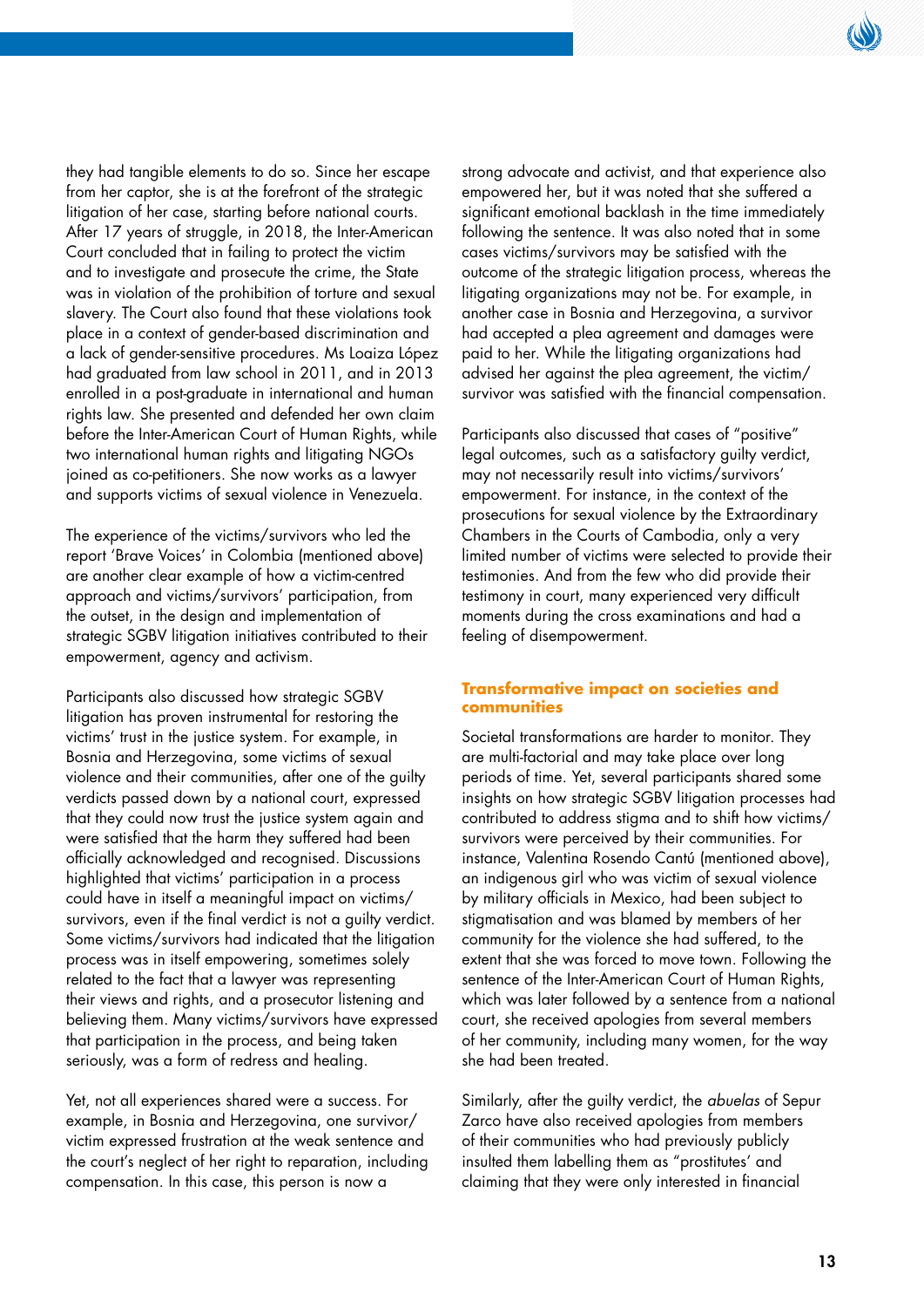they had tangible elements to do so. Since her escape from her captor, she is at the forefront of the strategic litigation of her case, starting before national courts. After 17 years of struggle, in 2018, the Inter-American Court concluded that in failing to protect the victim and to investigate and prosecute the crime, the State was in violation of the prohibition of torture and sexual slavery. The Court also found that these violations took place in a context of gender-based discrimination and a lack of gender-sensitive procedures. Ms Loaiza López had graduated from law school in 2011, and in 2013 enrolled in a post-graduate in international and human rights law. She presented and defended her own claim before the Inter-American Court of Human Rights, while two international human rights and litigating NGOs joined as co-petitioners. She now works as a lawyer and supports victims of sexual violence in Venezuela.

The experience of the victims/survivors who led the report 'Brave Voices' in Colombia (mentioned above) are another clear example of how a victim-centred approach and victims/survivors' participation, from the outset, in the design and implementation of strategic SGBV litigation initiatives contributed to their empowerment, agency and activism.

Participants also discussed how strategic SGBV litigation has proven instrumental for restoring the victims' trust in the justice system. For example, in Bosnia and Herzegovina, some victims of sexual violence and their communities, after one of the guilty verdicts passed down by a national court, expressed that they could now trust the justice system again and were satisfied that the harm they suffered had been officially acknowledged and recognised. Discussions highlighted that victims' participation in a process could have in itself a meaningful impact on victims/survivors, even if the final verdict is not a guilty verdict. Some victims/survivors had indicated that the litigation process was in itself empowering, sometimes solely related to the fact that a lawyer was representing their views and rights, and a prosecutor listening and believing them. Many victims/survivors have expressed that participation in the process, and being taken seriously, was a form of redress and healing.

Yet, not all experiences shared were a success. For example, in Bosnia and Herzegovina, one survivor/victim expressed frustration at the weak sentence and the court's neglect of her right to reparation, including compensation. In this case, this person is now a strong advocate and activist, and that experience also empowered her, but it was noted that she suffered a significant emotional backlash in the time immediately following the sentence. It was also noted that in some cases victims/survivors may be satisfied with the outcome of the strategic litigation process, whereas the litigating organizations may not be. For example, in another case in Bosnia and Herzegovina, a survivor had accepted a plea agreement and damages were paid to her. While the litigating organizations had advised her against the plea agreement, the victim/survivor was satisfied with the financial compensation.

Participants also discussed that cases of "positive" legal outcomes, such as a satisfactory guilty verdict, may not necessarily result into victims/survivors' empowerment. For instance, in the context of the prosecutions for sexual violence by the Extraordinary Chambers in the Courts of Cambodia, only a very limited number of victims were selected to provide their testimonies. And from the few who did provide their testimony in court, many experienced very difficult moments during the cross examinations and had a feeling of disempowerment.

### Transformative impact on societies and communities

Societal transformations are harder to monitor. They are multi-factorial and may take place over long periods of time. Yet, several participants shared some insights on how strategic SGBV litigation processes had contributed to address stigma and to shift how victims/survivors were perceived by their communities. For instance, Valentina Rosendo Cantú (mentioned above), an indigenous girl who was victim of sexual violence by military officials in Mexico, had been subject to stigmatisation and was blamed by members of her community for the violence she had suffered, to the extent that she was forced to move town. Following the sentence of the Inter-American Court of Human Rights, which was later followed by a sentence from a national court, she received apologies from several members of her community, including many women, for the way she had been treated.

Similarly, after the guilty verdict, the *abuelas* of Sepur Zarco have also received apologies from members of their communities who had previously publicly insulted them labelling them as "prostitutes' and claiming that they were only interested in financial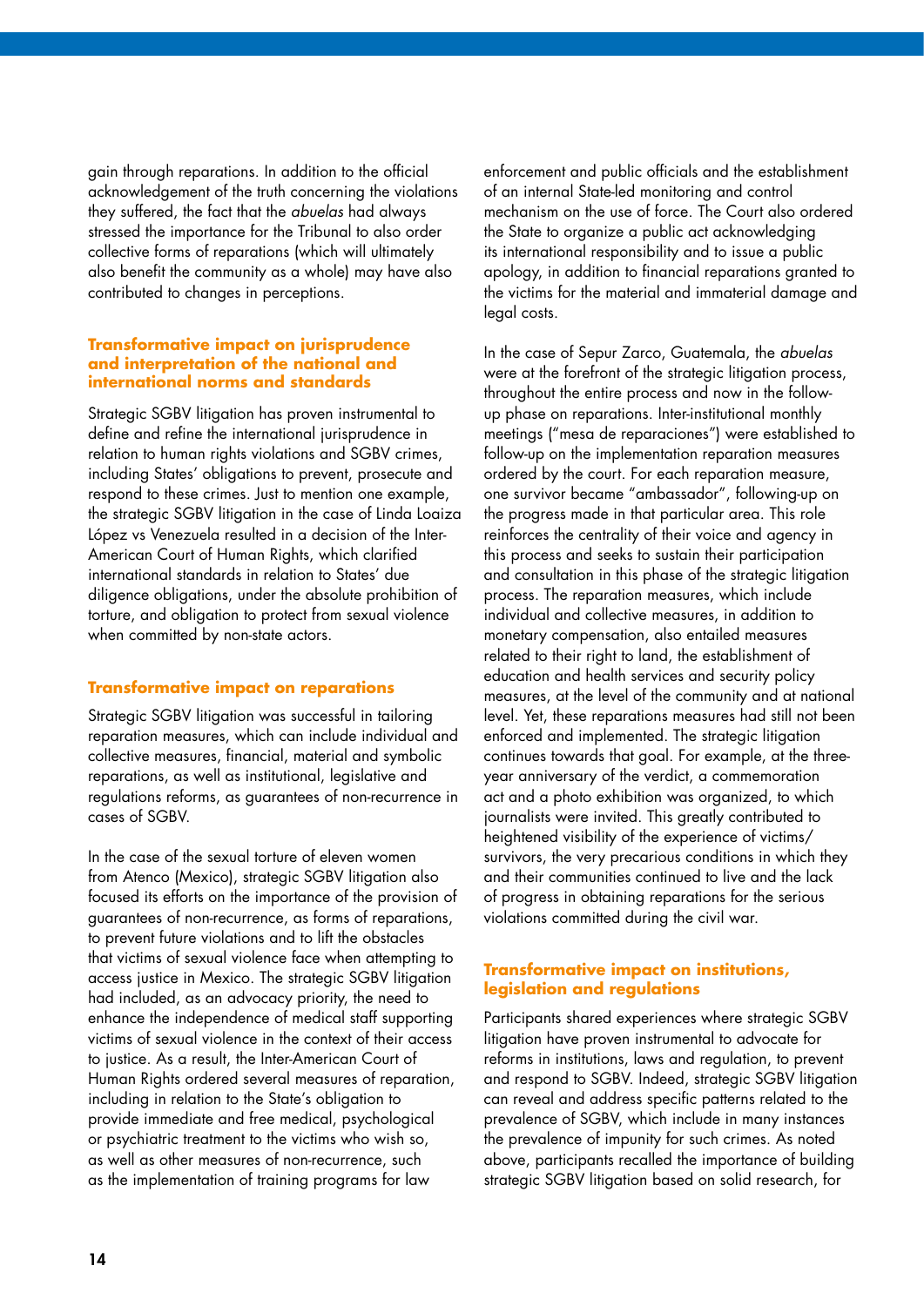gain through reparations. In addition to the official acknowledgement of the truth concerning the violations they suffered, the fact that the *abuelas* had always stressed the importance for the Tribunal to also order collective forms of reparations (which will ultimately also benefit the community as a whole) may have also contributed to changes in perceptions.

### Transformative impact on jurisprudence and interpretation of the national and international norms and standards

Strategic SGBV litigation has proven instrumental to define and refine the international jurisprudence in relation to human rights violations and SGBV crimes, including States' obligations to prevent, prosecute and respond to these crimes. Just to mention one example, the strategic SGBV litigation in the case of Linda Loaiza López vs Venezuela resulted in a decision of the Inter-American Court of Human Rights, which clarified international standards in relation to States' due diligence obligations, under the absolute prohibition of torture, and obligation to protect from sexual violence when committed by non-state actors.

### Transformative impact on reparations

Strategic SGBV litigation was successful in tailoring reparation measures, which can include individual and collective measures, financial, material and symbolic reparations, as well as institutional, legislative and regulations reforms, as guarantees of non-recurrence in cases of SGBV.

In the case of the sexual torture of eleven women from Atenco (Mexico), strategic SGBV litigation also focused its efforts on the importance of the provision of guarantees of non-recurrence, as forms of reparations, to prevent future violations and to lift the obstacles that victims of sexual violence face when attempting to access justice in Mexico. The strategic SGBV litigation had included, as an advocacy priority, the need to enhance the independence of medical staff supporting victims of sexual violence in the context of their access to justice. As a result, the Inter-American Court of Human Rights ordered several measures of reparation, including in relation to the State's obligation to provide immediate and free medical, psychological or psychiatric treatment to the victims who wish so, as well as other measures of non-recurrence, such as the implementation of training programs for law enforcement and public officials and the establishment of an internal State-led monitoring and control mechanism on the use of force. The Court also ordered the State to organize a public act acknowledging its international responsibility and to issue a public apology, in addition to financial reparations granted to the victims for the material and immaterial damage and legal costs.

In the case of Sepur Zarco, Guatemala, the *abuelas* were at the forefront of the strategic litigation process, throughout the entire process and now in the follow-up phase on reparations. Inter-institutional monthly meetings ("mesa de reparaciones") were established to follow-up on the implementation reparation measures ordered by the court. For each reparation measure, one survivor became "ambassador", following-up on the progress made in that particular area. This role reinforces the centrality of their voice and agency in this process and seeks to sustain their participation and consultation in this phase of the strategic litigation process. The reparation measures, which include individual and collective measures, in addition to monetary compensation, also entailed measures related to their right to land, the establishment of education and health services and security policy measures, at the level of the community and at national level. Yet, these reparations measures had still not been enforced and implemented. The strategic litigation continues towards that goal. For example, at the three-year anniversary of the verdict, a commemoration act and a photo exhibition was organized, to which journalists were invited. This greatly contributed to heightened visibility of the experience of victims/survivors, the very precarious conditions in which they and their communities continued to live and the lack of progress in obtaining reparations for the serious violations committed during the civil war.

### Transformative impact on institutions, legislation and regulations

Participants shared experiences where strategic SGBV litigation have proven instrumental to advocate for reforms in institutions, laws and regulation, to prevent and respond to SGBV. Indeed, strategic SGBV litigation can reveal and address specific patterns related to the prevalence of SGBV, which include in many instances the prevalence of impunity for such crimes. As noted above, participants recalled the importance of building strategic SGBV litigation based on solid research, for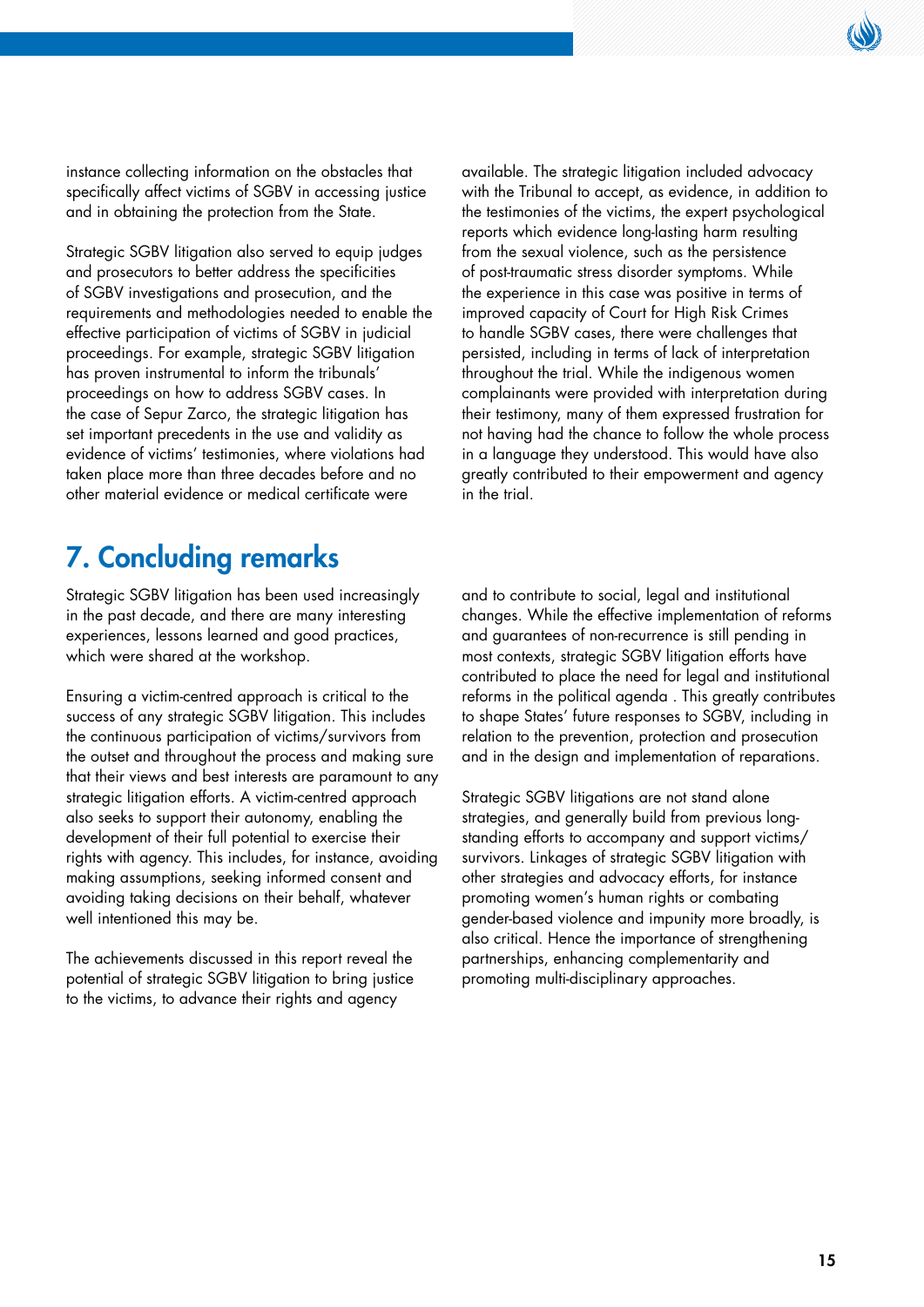instance collecting information on the obstacles that specifically affect victims of SGBV in accessing justice and in obtaining the protection from the State.

Strategic SGBV litigation also served to equip judges and prosecutors to better address the specificities of SGBV investigations and prosecution, and the requirements and methodologies needed to enable the effective participation of victims of SGBV in judicial proceedings. For example, strategic SGBV litigation has proven instrumental to inform the tribunals' proceedings on how to address SGBV cases. In the case of Sepur Zarco, the strategic litigation has set important precedents in the use and validity as evidence of victims' testimonies, where violations had taken place more than three decades before and no other material evidence or medical certificate were available. The strategic litigation included advocacy with the Tribunal to accept, as evidence, in addition to the testimonies of the victims, the expert psychological reports which evidence long-lasting harm resulting from the sexual violence, such as the persistence of post-traumatic stress disorder symptoms. While the experience in this case was positive in terms of improved capacity of Court for High Risk Crimes to handle SGBV cases, there were challenges that persisted, including in terms of lack of interpretation throughout the trial. While the indigenous women complainants were provided with interpretation during their testimony, many of them expressed frustration for not having had the chance to follow the whole process in a language they understood. This would have also greatly contributed to their empowerment and agency in the trial.

## 7. Concluding remarks

Strategic SGBV litigation has been used increasingly in the past decade, and there are many interesting experiences, lessons learned and good practices, which were shared at the workshop.

Ensuring a victim-centred approach is critical to the success of any strategic SGBV litigation. This includes the continuous participation of victims/survivors from the outset and throughout the process and making sure that their views and best interests are paramount to any strategic litigation efforts. A victim-centred approach also seeks to support their autonomy, enabling the development of their full potential to exercise their rights with agency. This includes, for instance, avoiding making assumptions, seeking informed consent and avoiding taking decisions on their behalf, whatever well intentioned this may be.

The achievements discussed in this report reveal the potential of strategic SGBV litigation to bring justice to the victims, to advance their rights and agency and to contribute to social, legal and institutional changes. While the effective implementation of reforms and guarantees of non-recurrence is still pending in most contexts, strategic SGBV litigation efforts have contributed to place the need for legal and institutional reforms in the political agenda . This greatly contributes to shape States' future responses to SGBV, including in relation to the prevention, protection and prosecution and in the design and implementation of reparations.

Strategic SGBV litigations are not stand alone strategies, and generally build from previous long-standing efforts to accompany and support victims/survivors. Linkages of strategic SGBV litigation with other strategies and advocacy efforts, for instance promoting women's human rights or combating gender-based violence and impunity more broadly, is also critical. Hence the importance of strengthening partnerships, enhancing complementarity and promoting multi-disciplinary approaches.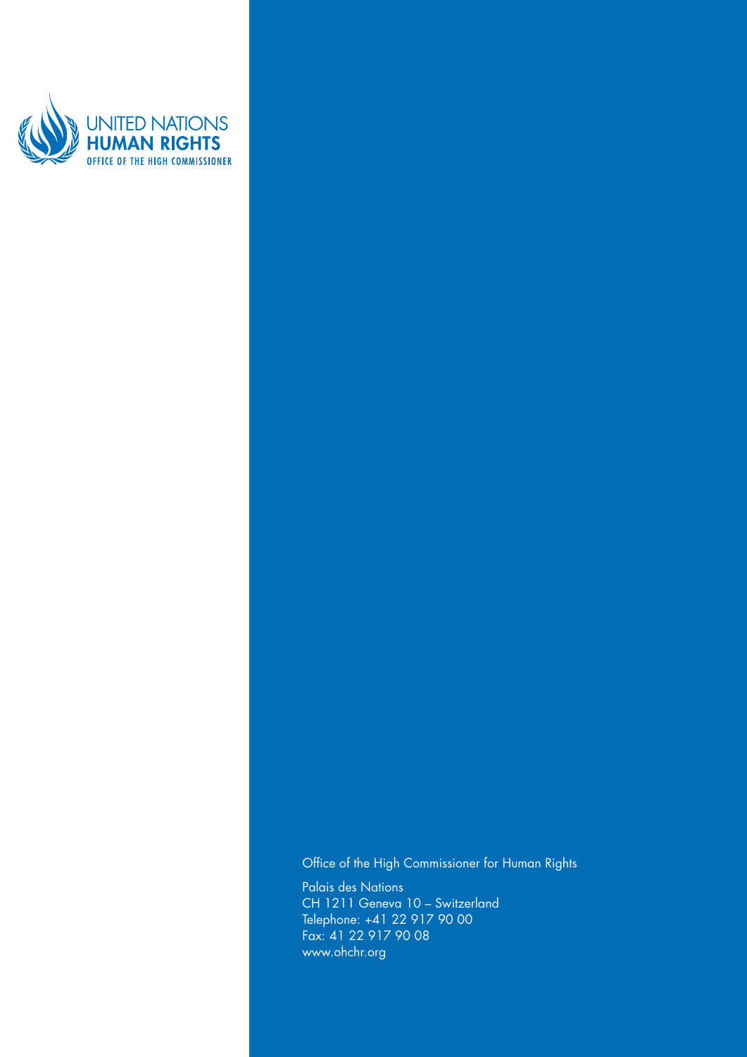UNITED NATIONS
**HUMAN RIGHTS**
OFFICE OF THE HIGH COMMISSIONER

Office of the High Commissioner for Human Rights

Palais des Nations
CH 1211 Geneva 10 – Switzerland
Telephone: +41 22 917 90 00
Fax: 41 22 917 90 08
www.ohchr.org